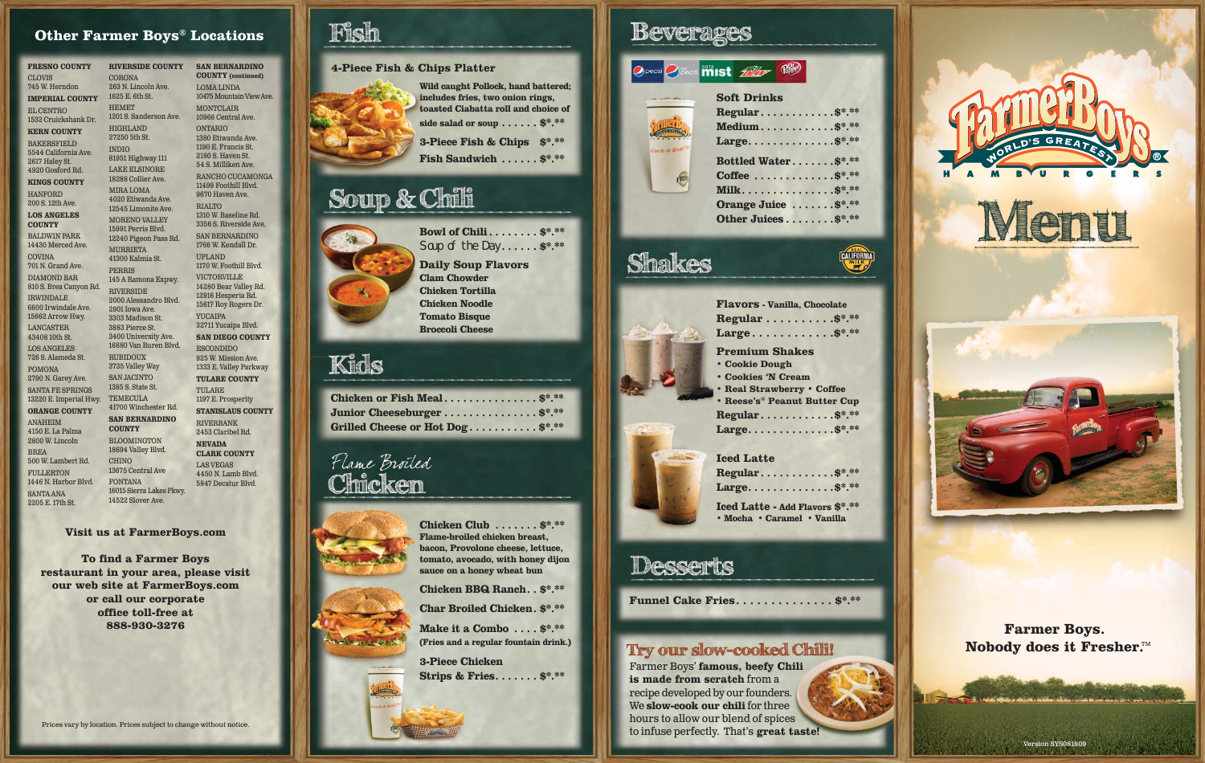## Other Farmer Boys® Locations

**FRESNO COUNTY**
CLOVIS
745 W. Herndon

**IMPERIAL COUNTY**
EL CENTRO
1532 Cruickshank Dr.

**KERN COUNTY**
BAKERSFIELD
5544 California Ave.
2617 Haley St.
4920 Gosford Rd.

**KINGS COUNTY**
HANFORD
200 S. 12th Ave.

**LOS ANGELES COUNTY**
BALDWIN PARK
14430 Merced Ave.
COVINA
701 N. Grand Ave.
DIAMOND BAR
810 S. Brea Canyon Rd.
IRWINDALE
6600 Irwindale Ave.
15662 Arrow Hwy.
LANCASTER
43408 10th St.
LOS ANGELES
726 S. Alameda St.
POMONA
2790 N. Garey Ave.
SANTA FE SPRINGS
13220 E. Imperial Hwy.

**ORANGE COUNTY**
ANAHEIM
4150 E. La Palma
2800 W. Lincoln
BREA
500 W. Lambert Rd.
FULLERTON
1446 N. Harbor Blvd.
SANTA ANA
2205 E. 17th St.

**RIVERSIDE COUNTY**
CORONA
263 N. Lincoln Ave.
1625 E. 6th St.
HEMET
1201 S. Sanderson Ave.
HIGHLAND
27250 5th St.
INDIO
81951 Highway 111
LAKE ELSINORE
18288 Collier Ave.
MIRA LOMA
4020 Etiwanda Ave.
12545 Limonite Ave.
MORENO VALLEY
15991 Perris Blvd.
12240 Pigeon Pass Rd.
MURRIETA
41300 Kalmia St.
PERRIS
145 A Ramona Expwy.
RIVERSIDE
2000 Alessandro Blvd.
2901 Iowa Ave.
3303 Madison St.
3883 Pierce St.
3400 University Ave.
16880 Van Buren Blvd.
RUBIDOUX
3735 Valley Way
SAN JACINTO
1385 S. State St.
TEMECULA
41700 Winchester Rd.

**SAN BERNARDINO COUNTY**
BLOOMINGTON
18694 Valley Blvd.
CHINO
13675 Central Ave
FONTANA
16015 Sierra Lakes Pkwy.
14522 Slover Ave.

**SAN BERNARDINO COUNTY (continued)**
LOMA LINDA
10475 Mountain View Ave.
MONTCLAIR
10966 Central Ave.
ONTARIO
1380 Etiwanda Ave.
1190 E. Francis St.
2180 S. Haven St.
54 S. Milliken Ave.
RANCHO CUCAMONGA
11499 Foothill Blvd.
9670 Haven Ave.
RIALTO
1310 W. Baseline Rd.
3356 S. Riverside Ave.
SAN BERNARDINO
1766 W. Kendall Dr.
UPLAND
1170 W. Foothill Blvd.
VICTORVILLE
14280 Bear Valley Rd.
12916 Hesperia Rd.
15617 Roy Rogers Dr.
YUCAIPA
32711 Yucaipa Blvd.

**SAN DIEGO COUNTY**
ESCONDIDO
925 W. Mission Ave.
1333 E. Valley Parkway

**TULARE COUNTY**
TULARE
1197 E. Prosperity

**STANISLAUS COUNTY**
RIVERBANK
2453 Claribel Rd.

**NEVADA CLARK COUNTY**
LAS VEGAS
4450 N. Lamb Blvd.
5847 Decatur Blvd.

**Visit us at FarmerBoys.com**

**To find a Farmer Boys restaurant in your area, please visit our web site at FarmerBoys.com or call our corporate office toll-free at 888-930-3276**

Prices vary by location. Prices subject to change without notice.

## Fish

**4-Piece Fish & Chips Platter**
Wild caught Pollock, hand battered; includes fries, two onion rings, toasted Ciabatta roll and choice of side salad or soup . . . . . . $*.**

**3-Piece Fish & Chips** $*.**

**Fish Sandwich** . . . . . . $*.**

## Soup & Chili

**Bowl of Chili** . . . . . . . . $*.**
Soup of the Day . . . . . . $*.**

**Daily Soup Flavors**
- Clam Chowder
- Chicken Tortilla
- Chicken Noodle
- Tomato Bisque
- Broccoli Cheese

## Kids

**Chicken or Fish Meal** . . . . . . . . . . . . . . . $*.**
**Junior Cheeseburger** . . . . . . . . . . . . . . . $*.**
**Grilled Cheese or Hot Dog** . . . . . . . . . . . $*.**

## Flame Broiled Chicken

**Chicken Club** . . . . . . . $*.**
Flame-broiled chicken breast, bacon, Provolone cheese, lettuce, tomato, avocado, with honey dijon sauce on a honey wheat bun

**Chicken BBQ Ranch** . . $*.**

**Char Broiled Chicken** . $*.**

**Make it a Combo** . . . . $*.**
(Fries and a regular fountain drink.)

**3-Piece Chicken Strips & Fries** . . . . . . . $*.**

## Beverages

**Soft Drinks**
Regular . . . . . . . . . . . . $*.**
Medium . . . . . . . . . . . . $*.**
Large . . . . . . . . . . . . $*.**

**Bottled Water** . . . . . . . $*.**
**Coffee** . . . . . . . . . . . . $*.**
**Milk** . . . . . . . . . . . . . . $*.**
**Orange Juice** . . . . . . . $*.**
**Other Juices** . . . . . . . . $*.**

## Shakes

**Flavors** - Vanilla, Chocolate
Regular . . . . . . . . . . $*.**
Large . . . . . . . . . . . . $*.**

**Premium Shakes**
- Cookie Dough
- Cookies 'N Cream
- Real Strawberry • Coffee
- Reese's® Peanut Butter Cup

Regular . . . . . . . . . . . . $*.**
Large . . . . . . . . . . . . . $*.**

**Iced Latte**
Regular . . . . . . . . . . . . $*.**
Large . . . . . . . . . . . . . $*.**

**Iced Latte** - Add Flavors $*.**
• Mocha • Caramel • Vanilla

## Desserts

**Funnel Cake Fries** . . . . . . . . . . . . . . $*.**

### Try our slow-cooked Chili!

Farmer Boys' **famous, beefy Chili is made from scratch** from a recipe developed by our founders. We **slow-cook our chili** for three hours to allow our blend of spices to infuse perfectly. That's **great taste!**

# Farmer Boys World's Greatest Hamburgers®

# Menu

**Farmer Boys. Nobody does it Fresher.™**

Version SYS081809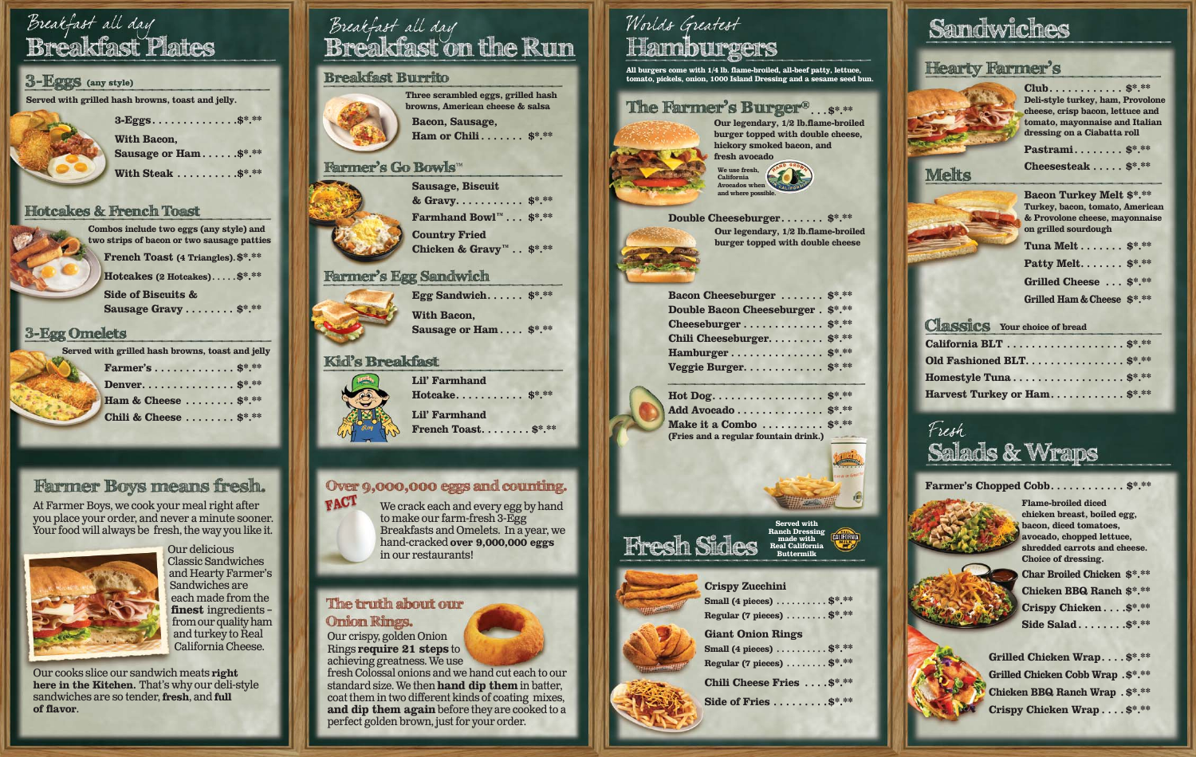*Breakfast all day*

# Breakfast Plates

## 3-Eggs (any style)

Served with grilled hash browns, toast and jelly.

- 3-Eggs . . . . . . . . . . . . . $*.**
- With Bacon, Sausage or Ham . . . . . . $*.**
- With Steak . . . . . . . . . $*.**

## Hotcakes & French Toast

Combos include two eggs (any style) and two strips of bacon or two sausage patties

- French Toast (4 Triangles). $*.**
- Hotcakes (2 Hotcakes). . . . . $*.**
- Side of Biscuits & Sausage Gravy . . . . . . . . $*.**

## 3-Egg Omelets

Served with grilled hash browns, toast and jelly

- Farmer's . . . . . . . . . . . . . $*.**
- Denver. . . . . . . . . . . . . . $*.**
- Ham & Cheese . . . . . . . . $*.**
- Chili & Cheese . . . . . . . . $*.**

## Farmer Boys means fresh.

At Farmer Boys, we cook your meal right after you place your order, and never a minute sooner. Your food will always be fresh, the way you like it.

Our delicious Classic Sandwiches and Hearty Farmer's Sandwiches are each made from the **finest** ingredients – from our quality ham and turkey to Real California Cheese.

Our cooks slice our sandwich meats **right here in the Kitchen.** That's why our deli-style sandwiches are so tender, **fresh**, and **full** of flavor.

*Breakfast all day*

# Breakfast on the Run

## Breakfast Burrito

Three scrambled eggs, grilled hash browns, American cheese & salsa

- Bacon, Sausage, Ham or Chili . . . . . . . $*.**

## Farmer's Go Bowls™

- Sausage, Biscuit & Gravy. . . . . . . . . . $*.**
- Farmhand Bowl™ . . . $*.**
- Country Fried Chicken & Gravy™ . . $*.**

## Farmer's Egg Sandwich

- Egg Sandwich. . . . . . $*.**
- With Bacon, Sausage or Ham . . . . $*.**

## Kid's Breakfast

- Lil' Farmhand Hotcake. . . . . . . . . . . $*.**
- Lil' Farmhand French Toast. . . . . . . . $*.**

## Over 9,000,000 eggs and counting.

**FACT**

We crack each and every egg by hand to make our farm-fresh 3-Egg Breakfasts and Omelets. In a year, we hand-cracked **over 9,000,000 eggs** in our restaurants!

## The truth about our Onion Rings.

Our crispy, golden Onion Rings **require 21 steps** to achieving greatness. We use fresh Colossal onions and we hand cut each to our standard size. We then **hand dip them** in batter, coat them in two different kinds of coating mixes, **and dip them again** before they are cooked to a perfect golden brown, just for your order.

*Worlds Greatest*

# Hamburgers

**All burgers come with 1/4 lb. flame-broiled, all-beef patty, lettuce, tomato, pickels, onion, 1000 Island Dressing and a sesame seed bun.**

## The Farmer's Burger® . . . $*.**

Our legendary, 1/2 lb.flame-broiled burger topped with double cheese, hickory smoked bacon, and fresh avocado

We use fresh, California Avocados when and where possible.

**Double Cheeseburger. . . . . . . $*.**

Our legendary, 1/2 lb.flame-broiled burger topped with double cheese

- Bacon Cheeseburger . . . . . . . $*.**
- Double Bacon Cheeseburger . $*.**
- Cheeseburger . . . . . . . . . . . . . $*.**
- Chili Cheeseburger. . . . . . . . . $*.**
- Hamburger . . . . . . . . . . . . . . . $*.**
- Veggie Burger. . . . . . . . . . . . $*.**

- Hot Dog. . . . . . . . . . . . . . . . . $*.**
- Add Avocado . . . . . . . . . . . . . $*.**
- Make it a Combo . . . . . . . . . . $*.**
  (Fries and a regular fountain drink.)

# Fresh Sides

Served with Ranch Dressing made with Real California Buttermilk

**Crispy Zucchini**
- Small (4 pieces) . . . . . . . . . . $*.**
- Regular (7 pieces) . . . . . . . . $*.**

**Giant Onion Rings**
- Small (4 pieces) . . . . . . . . . . $*.**
- Regular (7 pieces) . . . . . . . . $*.**

- Chili Cheese Fries . . . . $*.**
- Side of Fries . . . . . . . . . $*.**

# Sandwiches

## Hearty Farmer's

**Club. . . . . . . . . . . . $*.**

Deli-style turkey, ham, Provolone cheese, crisp bacon, lettuce and tomato, mayonnaise and Italian dressing on a Ciabatta roll

- Pastrami. . . . . . . . $*.**
- Cheesesteak . . . . . $*.**

## Melts

**Bacon Turkey Melt $*.**

Turkey, bacon, tomato, American & Provolone cheese, mayonnaise on grilled sourdough

- Tuna Melt . . . . . . . $*.**
- Patty Melt. . . . . . . $*.**
- Grilled Cheese . . . $*.**
- Grilled Ham & Cheese $*.**

## Classics

Your choice of bread

- California BLT . . . . . . . . . . . . . . . . . . . $*.**
- Old Fashioned BLT. . . . . . . . . . . . . . . $*.**
- Homestyle Tuna . . . . . . . . . . . . . . . . . $*.**
- Harvest Turkey or Ham. . . . . . . . . . . $*.**

*Fresh*

# Salads & Wraps

**Farmer's Chopped Cobb. . . . . . . . . . . . $*.**

Flame-broiled diced chicken breast, boiled egg, bacon, diced tomatoes, avocado, chopped lettuce, shredded carrots and cheese. Choice of dressing.

- Char Broiled Chicken $*.**
- Chicken BBQ Ranch $*.**
- Crispy Chicken . . . . $*.**
- Side Salad . . . . . . . $*.**

- Grilled Chicken Wrap. . . . $*.**
- Grilled Chicken Cobb Wrap . $*.**
- Chicken BBQ Ranch Wrap . $*.**
- Crispy Chicken Wrap . . . . $*.**